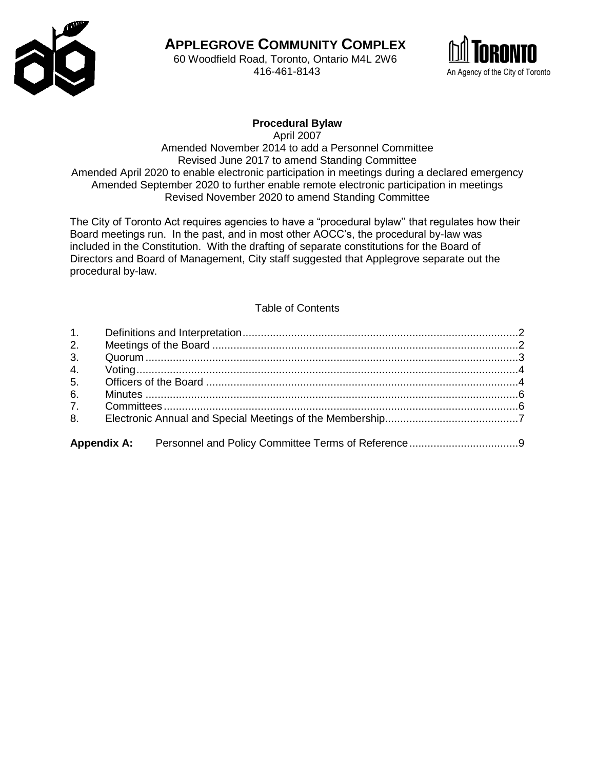# APPLEGROVE COMMUNITY COMPLEX

60 Woodfield Road, Toronto, Ontario M4L 2W6
416-461-8143

TORONTO
An Agency of the City of Toronto

## Procedural Bylaw

April 2007
Amended November 2014 to add a Personnel Committee
Revised June 2017 to amend Standing Committee
Amended April 2020 to enable electronic participation in meetings during a declared emergency
Amended September 2020 to further enable remote electronic participation in meetings
Revised November 2020 to amend Standing Committee

The City of Toronto Act requires agencies to have a "procedural bylaw'' that regulates how their Board meetings run. In the past, and in most other AOCC's, the procedural by-law was included in the Constitution. With the drafting of separate constitutions for the Board of Directors and Board of Management, City staff suggested that Applegrove separate out the procedural by-law.

### Table of Contents

1. Definitions and Interpretation....................2
2. Meetings of the Board....................2
3. Quorum....................3
4. Voting....................4
5. Officers of the Board....................4
6. Minutes....................6
7. Committees....................6
8. Electronic Annual and Special Meetings of the Membership....................7

**Appendix A:** Personnel and Policy Committee Terms of Reference....................9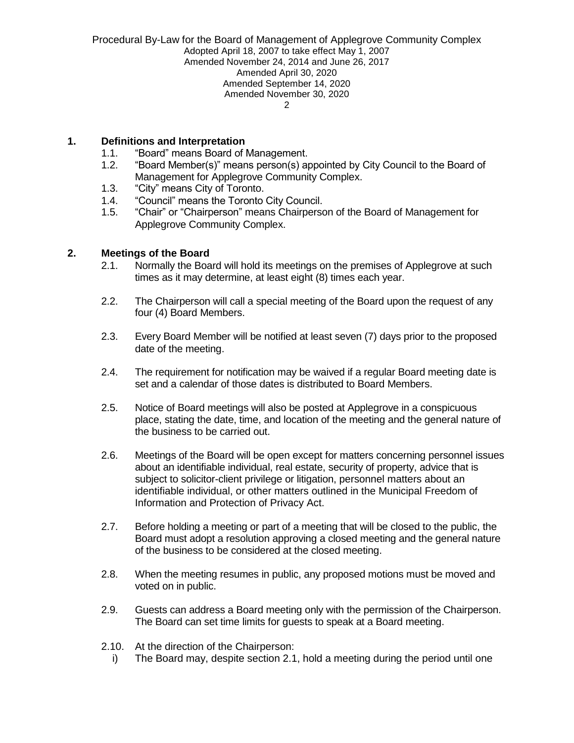## 1. Definitions and Interpretation

1.1. "Board" means Board of Management.

1.2. "Board Member(s)" means person(s) appointed by City Council to the Board of Management for Applegrove Community Complex.

1.3. "City" means City of Toronto.

1.4. "Council" means the Toronto City Council.

1.5. "Chair" or "Chairperson" means Chairperson of the Board of Management for Applegrove Community Complex.

## 2. Meetings of the Board

2.1. Normally the Board will hold its meetings on the premises of Applegrove at such times as it may determine, at least eight (8) times each year.

2.2. The Chairperson will call a special meeting of the Board upon the request of any four (4) Board Members.

2.3. Every Board Member will be notified at least seven (7) days prior to the proposed date of the meeting.

2.4. The requirement for notification may be waived if a regular Board meeting date is set and a calendar of those dates is distributed to Board Members.

2.5. Notice of Board meetings will also be posted at Applegrove in a conspicuous place, stating the date, time, and location of the meeting and the general nature of the business to be carried out.

2.6. Meetings of the Board will be open except for matters concerning personnel issues about an identifiable individual, real estate, security of property, advice that is subject to solicitor-client privilege or litigation, personnel matters about an identifiable individual, or other matters outlined in the Municipal Freedom of Information and Protection of Privacy Act.

2.7. Before holding a meeting or part of a meeting that will be closed to the public, the Board must adopt a resolution approving a closed meeting and the general nature of the business to be considered at the closed meeting.

2.8. When the meeting resumes in public, any proposed motions must be moved and voted on in public.

2.9. Guests can address a Board meeting only with the permission of the Chairperson. The Board can set time limits for guests to speak at a Board meeting.

2.10. At the direction of the Chairperson:

i) The Board may, despite section 2.1, hold a meeting during the period until one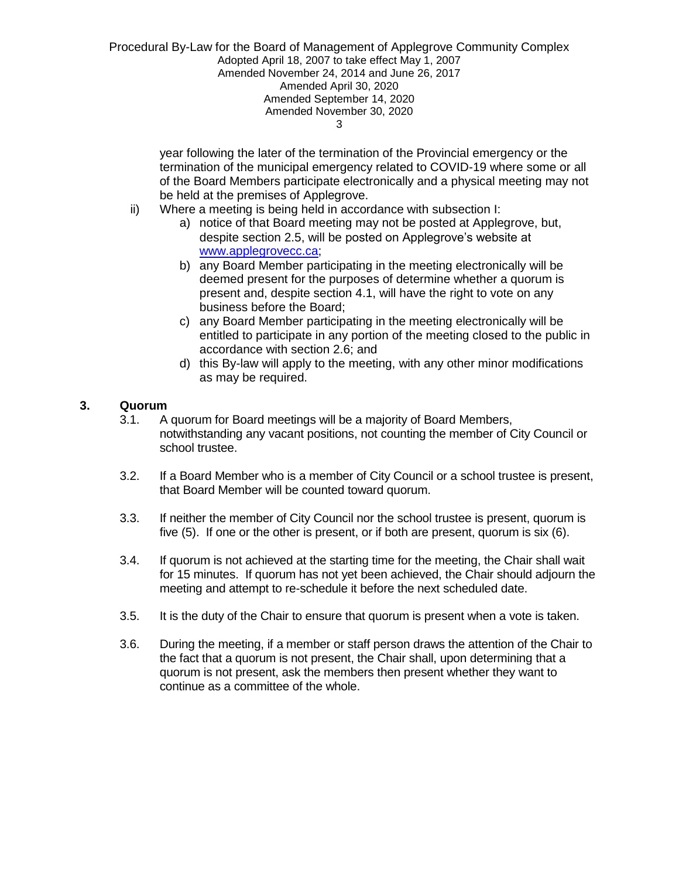year following the later of the termination of the Provincial emergency or the termination of the municipal emergency related to COVID-19 where some or all of the Board Members participate electronically and a physical meeting may not be held at the premises of Applegrove.

ii) Where a meeting is being held in accordance with subsection I:

a) notice of that Board meeting may not be posted at Applegrove, but, despite section 2.5, will be posted on Applegrove's website at [www.applegrovecc.ca](www.applegrovecc.ca);

b) any Board Member participating in the meeting electronically will be deemed present for the purposes of determine whether a quorum is present and, despite section 4.1, will have the right to vote on any business before the Board;

c) any Board Member participating in the meeting electronically will be entitled to participate in any portion of the meeting closed to the public in accordance with section 2.6; and

d) this By-law will apply to the meeting, with any other minor modifications as may be required.

## 3. Quorum

3.1. A quorum for Board meetings will be a majority of Board Members, notwithstanding any vacant positions, not counting the member of City Council or school trustee.

3.2. If a Board Member who is a member of City Council or a school trustee is present, that Board Member will be counted toward quorum.

3.3. If neither the member of City Council nor the school trustee is present, quorum is five (5). If one or the other is present, or if both are present, quorum is six (6).

3.4. If quorum is not achieved at the starting time for the meeting, the Chair shall wait for 15 minutes. If quorum has not yet been achieved, the Chair should adjourn the meeting and attempt to re-schedule it before the next scheduled date.

3.5. It is the duty of the Chair to ensure that quorum is present when a vote is taken.

3.6. During the meeting, if a member or staff person draws the attention of the Chair to the fact that a quorum is not present, the Chair shall, upon determining that a quorum is not present, ask the members then present whether they want to continue as a committee of the whole.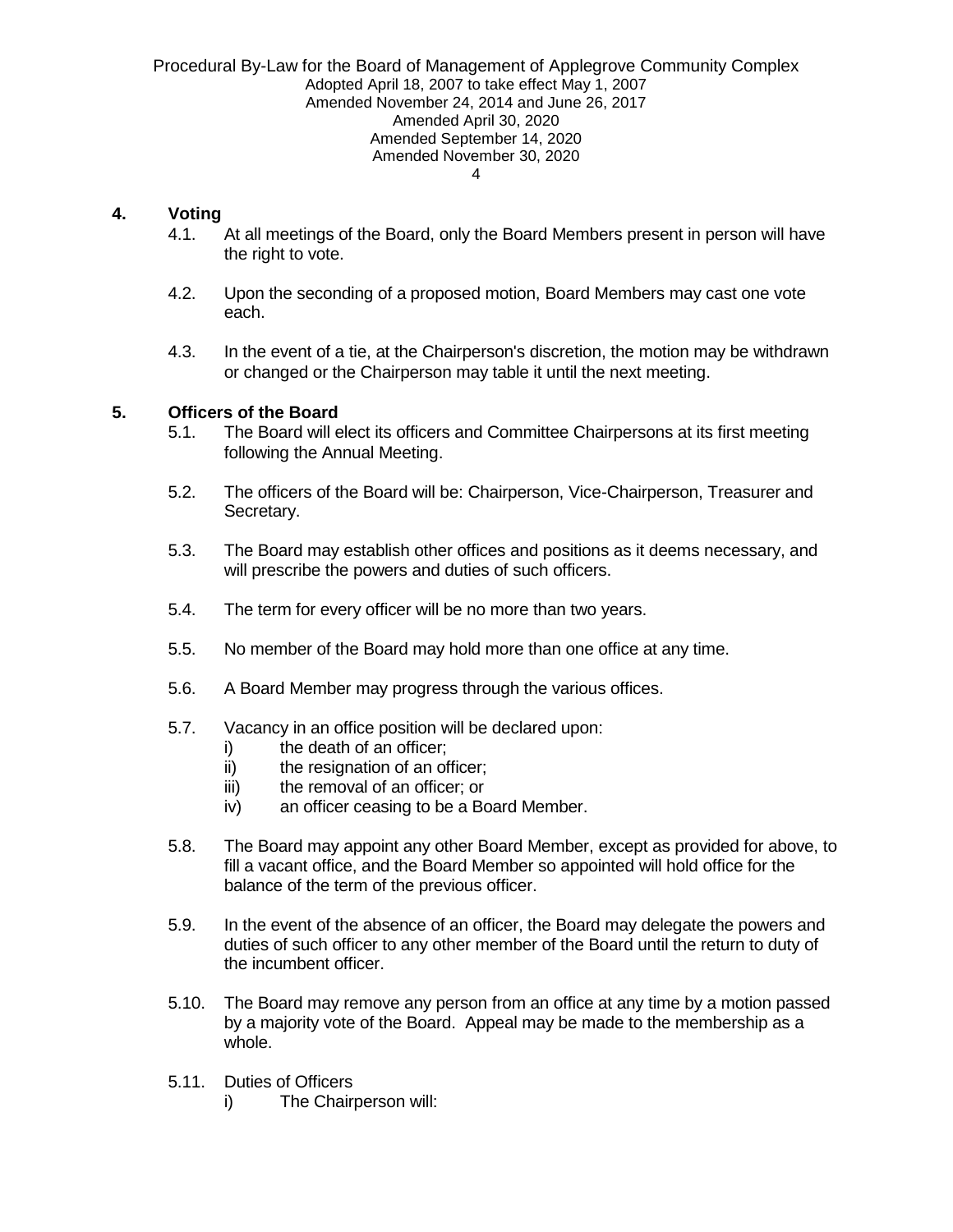## 4. Voting

4.1. At all meetings of the Board, only the Board Members present in person will have the right to vote.

4.2. Upon the seconding of a proposed motion, Board Members may cast one vote each.

4.3. In the event of a tie, at the Chairperson's discretion, the motion may be withdrawn or changed or the Chairperson may table it until the next meeting.

## 5. Officers of the Board

5.1. The Board will elect its officers and Committee Chairpersons at its first meeting following the Annual Meeting.

5.2. The officers of the Board will be: Chairperson, Vice-Chairperson, Treasurer and Secretary.

5.3. The Board may establish other offices and positions as it deems necessary, and will prescribe the powers and duties of such officers.

5.4. The term for every officer will be no more than two years.

5.5. No member of the Board may hold more than one office at any time.

5.6. A Board Member may progress through the various offices.

5.7. Vacancy in an office position will be declared upon:
- i) the death of an officer;
- ii) the resignation of an officer;
- iii) the removal of an officer; or
- iv) an officer ceasing to be a Board Member.

5.8. The Board may appoint any other Board Member, except as provided for above, to fill a vacant office, and the Board Member so appointed will hold office for the balance of the term of the previous officer.

5.9. In the event of the absence of an officer, the Board may delegate the powers and duties of such officer to any other member of the Board until the return to duty of the incumbent officer.

5.10. The Board may remove any person from an office at any time by a motion passed by a majority vote of the Board. Appeal may be made to the membership as a whole.

5.11. Duties of Officers
- i) The Chairperson will: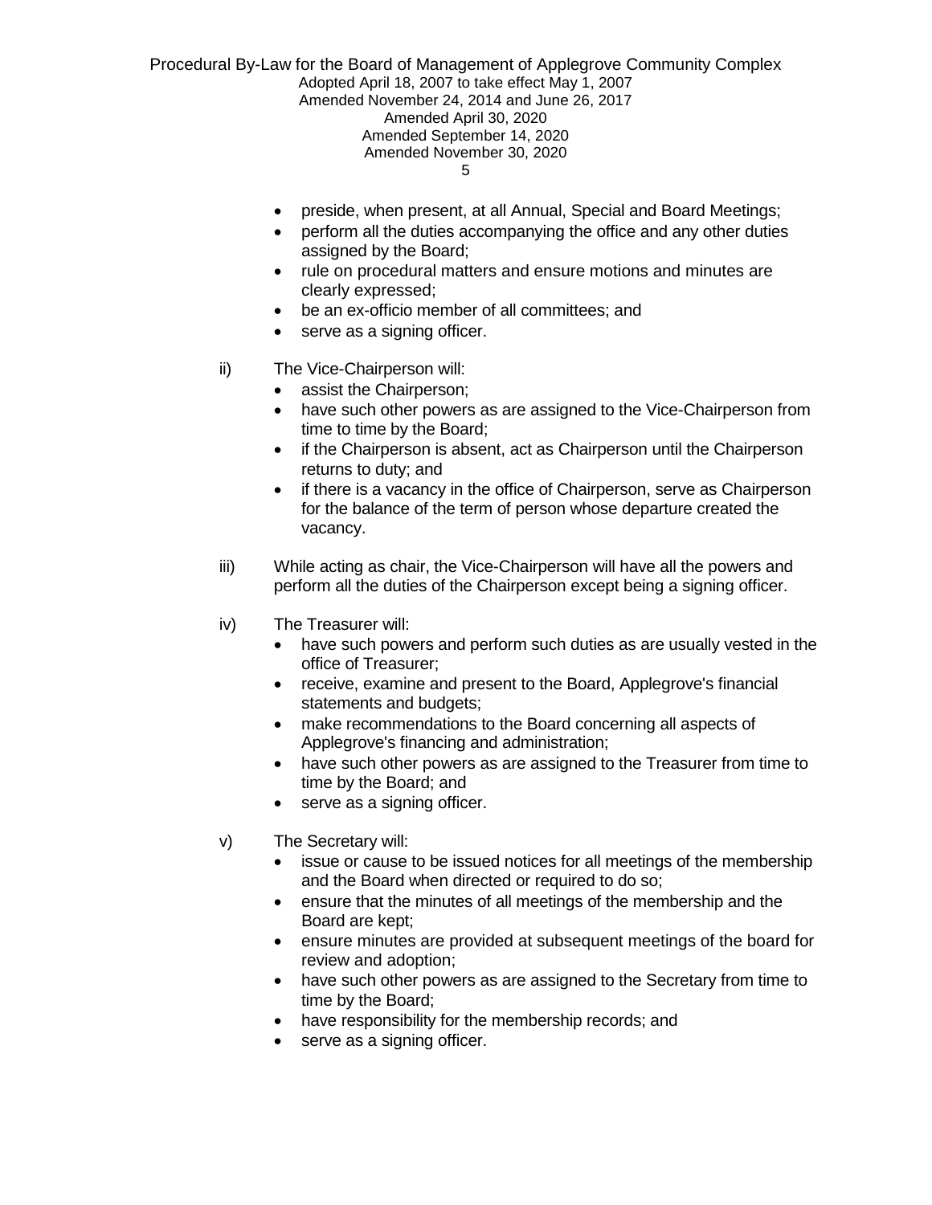- preside, when present, at all Annual, Special and Board Meetings;
- perform all the duties accompanying the office and any other duties assigned by the Board;
- rule on procedural matters and ensure motions and minutes are clearly expressed;
- be an ex-officio member of all committees; and
- serve as a signing officer.

ii) The Vice-Chairperson will:
- assist the Chairperson;
- have such other powers as are assigned to the Vice-Chairperson from time to time by the Board;
- if the Chairperson is absent, act as Chairperson until the Chairperson returns to duty; and
- if there is a vacancy in the office of Chairperson, serve as Chairperson for the balance of the term of person whose departure created the vacancy.

iii) While acting as chair, the Vice-Chairperson will have all the powers and perform all the duties of the Chairperson except being a signing officer.

iv) The Treasurer will:
- have such powers and perform such duties as are usually vested in the office of Treasurer;
- receive, examine and present to the Board, Applegrove's financial statements and budgets;
- make recommendations to the Board concerning all aspects of Applegrove's financing and administration;
- have such other powers as are assigned to the Treasurer from time to time by the Board; and
- serve as a signing officer.

v) The Secretary will:
- issue or cause to be issued notices for all meetings of the membership and the Board when directed or required to do so;
- ensure that the minutes of all meetings of the membership and the Board are kept;
- ensure minutes are provided at subsequent meetings of the board for review and adoption;
- have such other powers as are assigned to the Secretary from time to time by the Board;
- have responsibility for the membership records; and
- serve as a signing officer.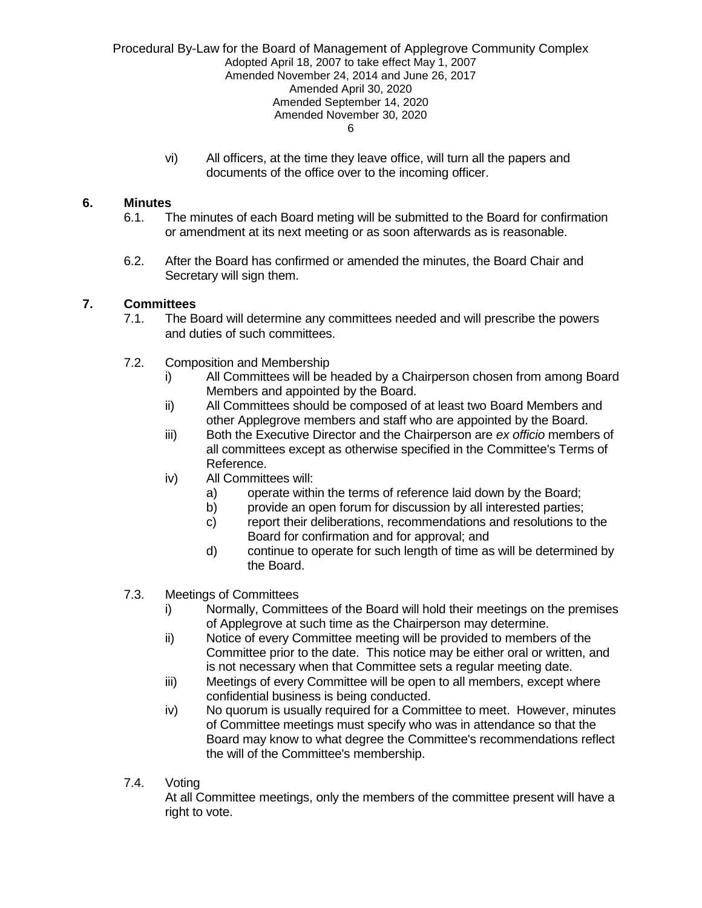vi) All officers, at the time they leave office, will turn all the papers and documents of the office over to the incoming officer.

## 6. Minutes

6.1. The minutes of each Board meting will be submitted to the Board for confirmation or amendment at its next meeting or as soon afterwards as is reasonable.

6.2. After the Board has confirmed or amended the minutes, the Board Chair and Secretary will sign them.

## 7. Committees

7.1. The Board will determine any committees needed and will prescribe the powers and duties of such committees.

7.2. Composition and Membership

- i) All Committees will be headed by a Chairperson chosen from among Board Members and appointed by the Board.
- ii) All Committees should be composed of at least two Board Members and other Applegrove members and staff who are appointed by the Board.
- iii) Both the Executive Director and the Chairperson are *ex officio* members of all committees except as otherwise specified in the Committee's Terms of Reference.
- iv) All Committees will:
  - a) operate within the terms of reference laid down by the Board;
  - b) provide an open forum for discussion by all interested parties;
  - c) report their deliberations, recommendations and resolutions to the Board for confirmation and for approval; and
  - d) continue to operate for such length of time as will be determined by the Board.

7.3. Meetings of Committees

- i) Normally, Committees of the Board will hold their meetings on the premises of Applegrove at such time as the Chairperson may determine.
- ii) Notice of every Committee meeting will be provided to members of the Committee prior to the date. This notice may be either oral or written, and is not necessary when that Committee sets a regular meeting date.
- iii) Meetings of every Committee will be open to all members, except where confidential business is being conducted.
- iv) No quorum is usually required for a Committee to meet. However, minutes of Committee meetings must specify who was in attendance so that the Board may know to what degree the Committee's recommendations reflect the will of the Committee's membership.

7.4. Voting

At all Committee meetings, only the members of the committee present will have a right to vote.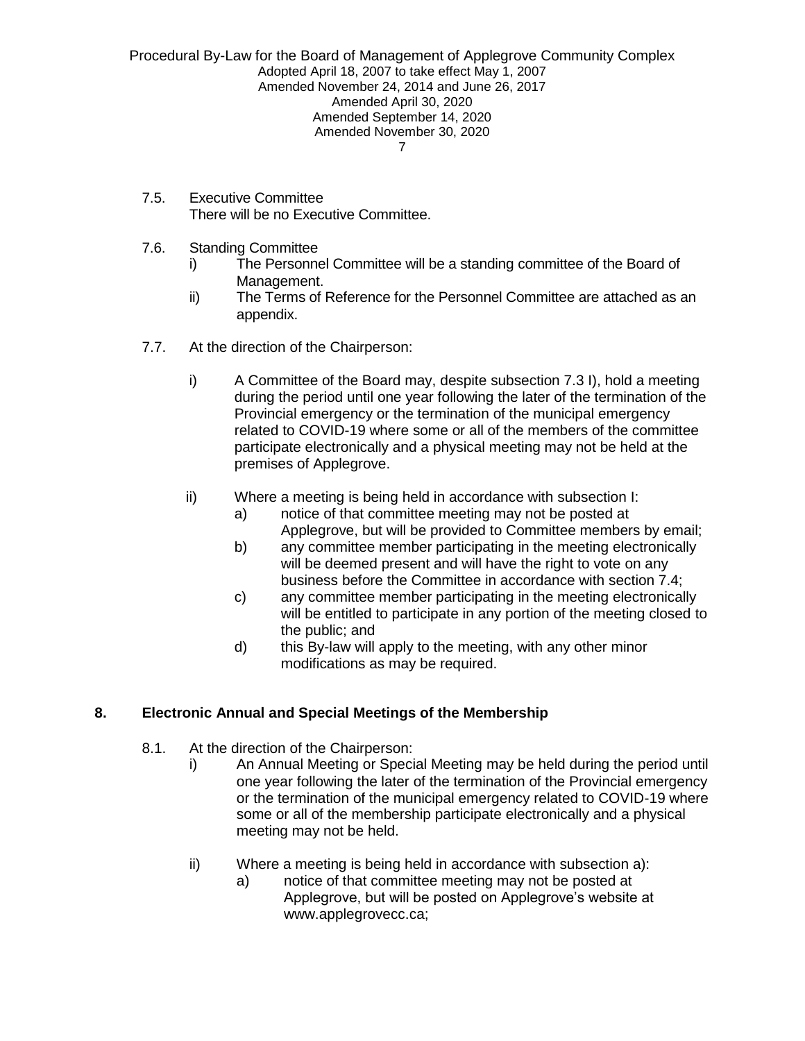7.5. Executive Committee
There will be no Executive Committee.

7.6. Standing Committee
   i) The Personnel Committee will be a standing committee of the Board of Management.
   ii) The Terms of Reference for the Personnel Committee are attached as an appendix.

7.7. At the direction of the Chairperson:

   i) A Committee of the Board may, despite subsection 7.3 I), hold a meeting during the period until one year following the later of the termination of the Provincial emergency or the termination of the municipal emergency related to COVID-19 where some or all of the members of the committee participate electronically and a physical meeting may not be held at the premises of Applegrove.

   ii) Where a meeting is being held in accordance with subsection I:
      a) notice of that committee meeting may not be posted at Applegrove, but will be provided to Committee members by email;
      b) any committee member participating in the meeting electronically will be deemed present and will have the right to vote on any business before the Committee in accordance with section 7.4;
      c) any committee member participating in the meeting electronically will be entitled to participate in any portion of the meeting closed to the public; and
      d) this By-law will apply to the meeting, with any other minor modifications as may be required.

## 8. Electronic Annual and Special Meetings of the Membership

8.1. At the direction of the Chairperson:
   i) An Annual Meeting or Special Meeting may be held during the period until one year following the later of the termination of the Provincial emergency or the termination of the municipal emergency related to COVID-19 where some or all of the membership participate electronically and a physical meeting may not be held.

   ii) Where a meeting is being held in accordance with subsection a):
      a) notice of that committee meeting may not be posted at Applegrove, but will be posted on Applegrove's website at www.applegrovecc.ca;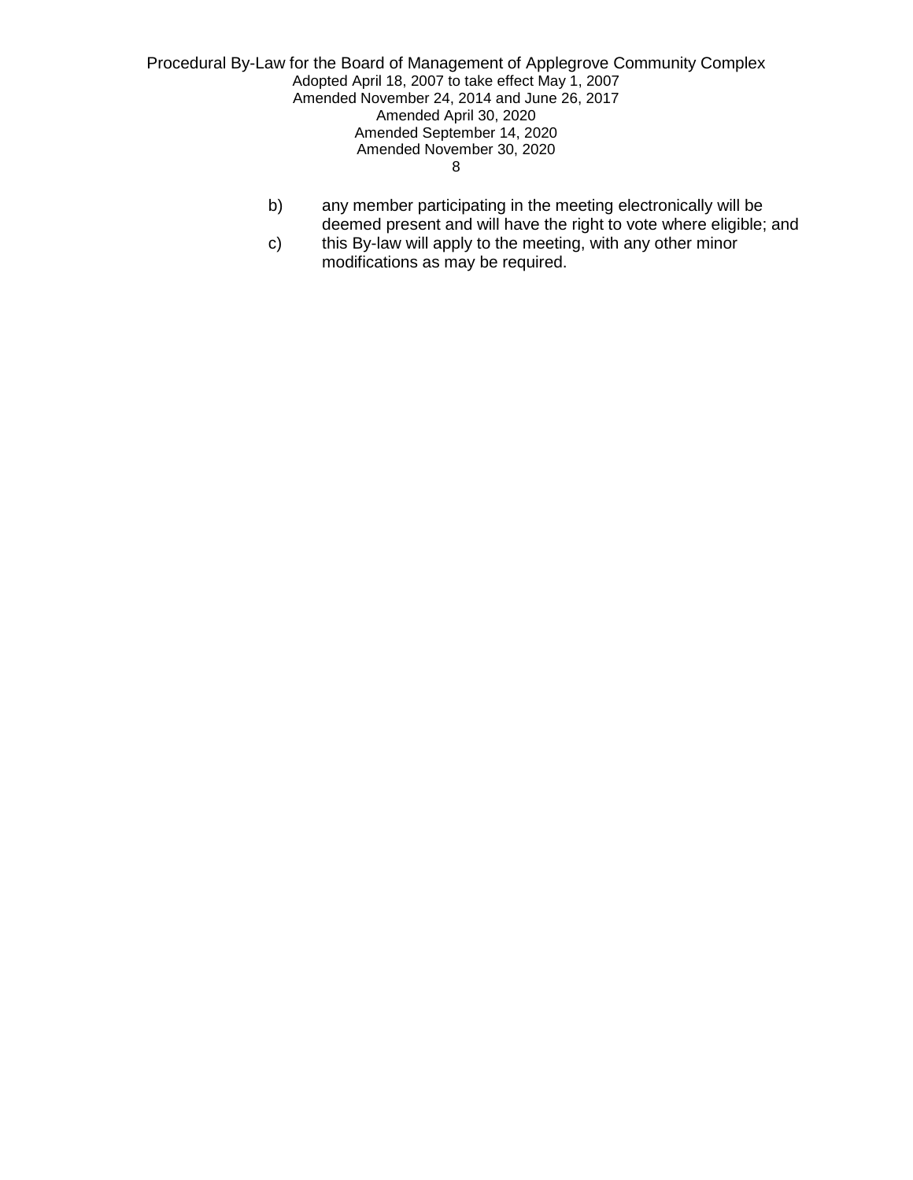b) any member participating in the meeting electronically will be deemed present and will have the right to vote where eligible; and

c) this By-law will apply to the meeting, with any other minor modifications as may be required.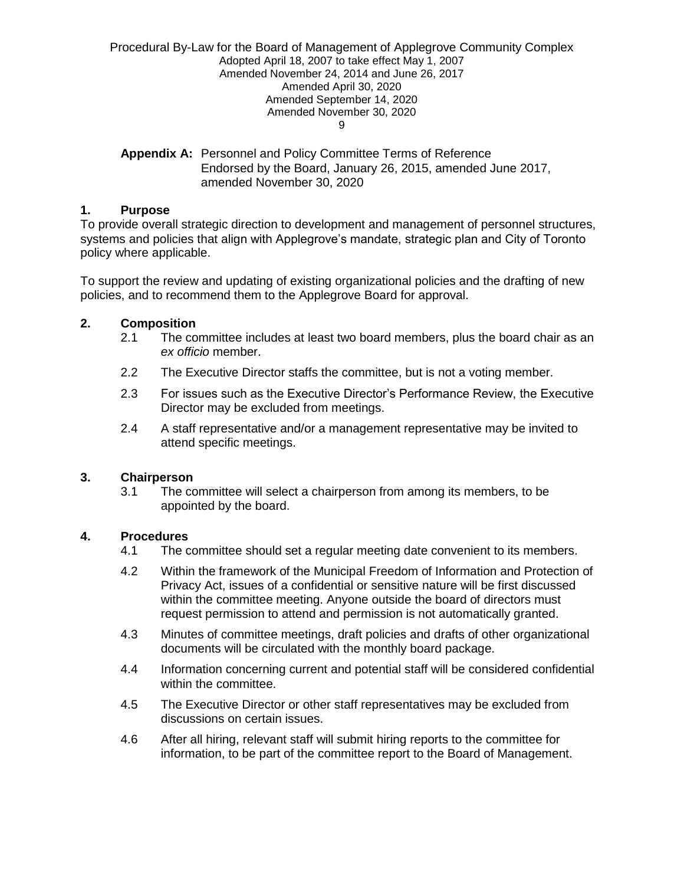**Appendix A:** Personnel and Policy Committee Terms of Reference
Endorsed by the Board, January 26, 2015, amended June 2017, amended November 30, 2020

## 1. Purpose

To provide overall strategic direction to development and management of personnel structures, systems and policies that align with Applegrove's mandate, strategic plan and City of Toronto policy where applicable.

To support the review and updating of existing organizational policies and the drafting of new policies, and to recommend them to the Applegrove Board for approval.

## 2. Composition

2.1 The committee includes at least two board members, plus the board chair as an *ex officio* member.

2.2 The Executive Director staffs the committee, but is not a voting member.

2.3 For issues such as the Executive Director's Performance Review, the Executive Director may be excluded from meetings.

2.4 A staff representative and/or a management representative may be invited to attend specific meetings.

## 3. Chairperson

3.1 The committee will select a chairperson from among its members, to be appointed by the board.

## 4. Procedures

4.1 The committee should set a regular meeting date convenient to its members.

4.2 Within the framework of the Municipal Freedom of Information and Protection of Privacy Act, issues of a confidential or sensitive nature will be first discussed within the committee meeting. Anyone outside the board of directors must request permission to attend and permission is not automatically granted.

4.3 Minutes of committee meetings, draft policies and drafts of other organizational documents will be circulated with the monthly board package.

4.4 Information concerning current and potential staff will be considered confidential within the committee.

4.5 The Executive Director or other staff representatives may be excluded from discussions on certain issues.

4.6 After all hiring, relevant staff will submit hiring reports to the committee for information, to be part of the committee report to the Board of Management.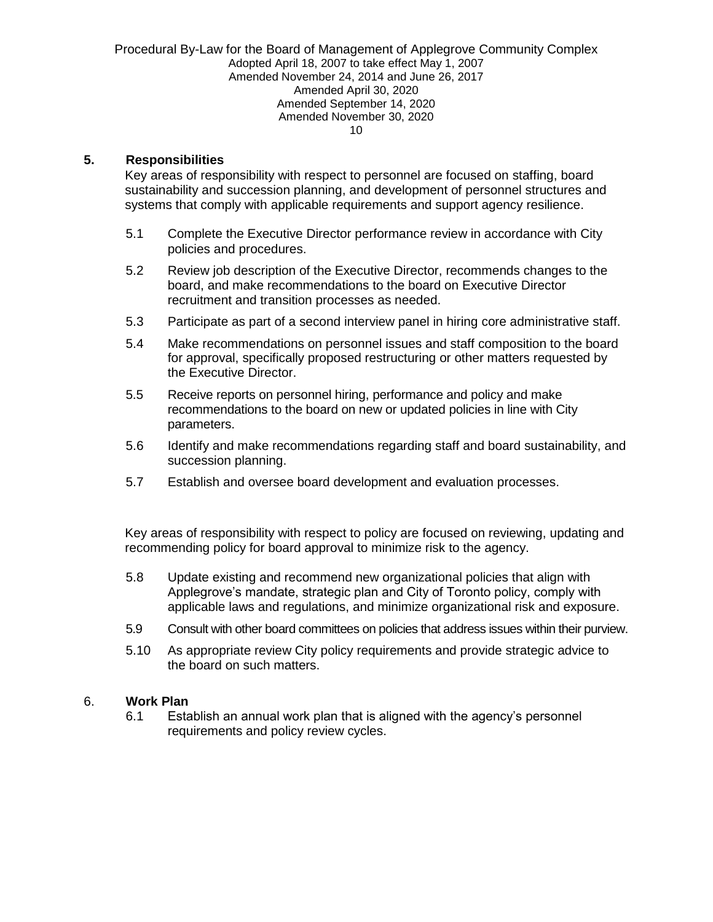## 5. Responsibilities

Key areas of responsibility with respect to personnel are focused on staffing, board sustainability and succession planning, and development of personnel structures and systems that comply with applicable requirements and support agency resilience.

5.1 Complete the Executive Director performance review in accordance with City policies and procedures.

5.2 Review job description of the Executive Director, recommends changes to the board, and make recommendations to the board on Executive Director recruitment and transition processes as needed.

5.3 Participate as part of a second interview panel in hiring core administrative staff.

5.4 Make recommendations on personnel issues and staff composition to the board for approval, specifically proposed restructuring or other matters requested by the Executive Director.

5.5 Receive reports on personnel hiring, performance and policy and make recommendations to the board on new or updated policies in line with City parameters.

5.6 Identify and make recommendations regarding staff and board sustainability, and succession planning.

5.7 Establish and oversee board development and evaluation processes.

Key areas of responsibility with respect to policy are focused on reviewing, updating and recommending policy for board approval to minimize risk to the agency.

5.8 Update existing and recommend new organizational policies that align with Applegrove's mandate, strategic plan and City of Toronto policy, comply with applicable laws and regulations, and minimize organizational risk and exposure.

5.9 Consult with other board committees on policies that address issues within their purview.

5.10 As appropriate review City policy requirements and provide strategic advice to the board on such matters.

## 6. Work Plan

6.1 Establish an annual work plan that is aligned with the agency's personnel requirements and policy review cycles.